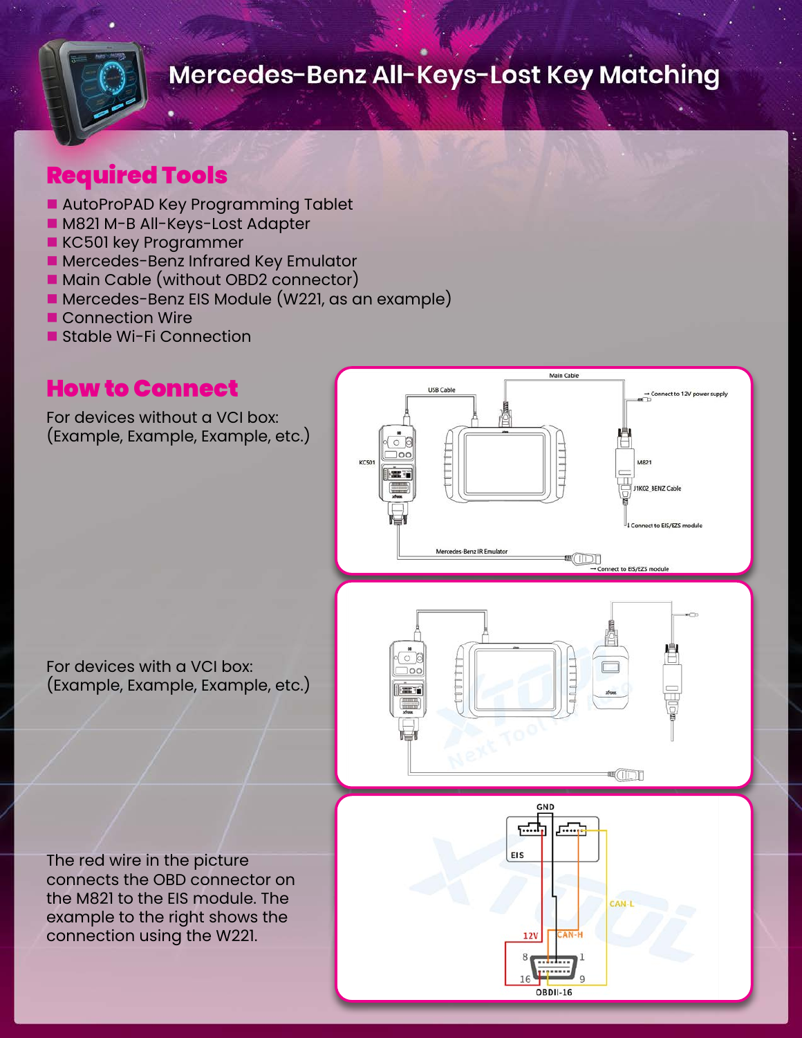# Mercedes-Benz All-Keys-Lost Key Matching

## Required Tools

- AutoProPAD Key Programming Tablet
- M821 M-B All-Keys-Lost Adapter
- KC501 key Programmer
- Mercedes-Benz Infrared Key Emulator
- Main Cable (without OBD2 connector)
- Mercedes-Benz EIS Module (W221, as an example)
- Connection Wire
- Stable Wi-Fi Connection

## How to Connect

For devices without a VCI box:
(Example, Example, Example, etc.)

For devices with a VCI box:
(Example, Example, Example, etc.)

The red wire in the picture connects the OBD connector on the M821 to the EIS module. The example to the right shows the connection using the W221.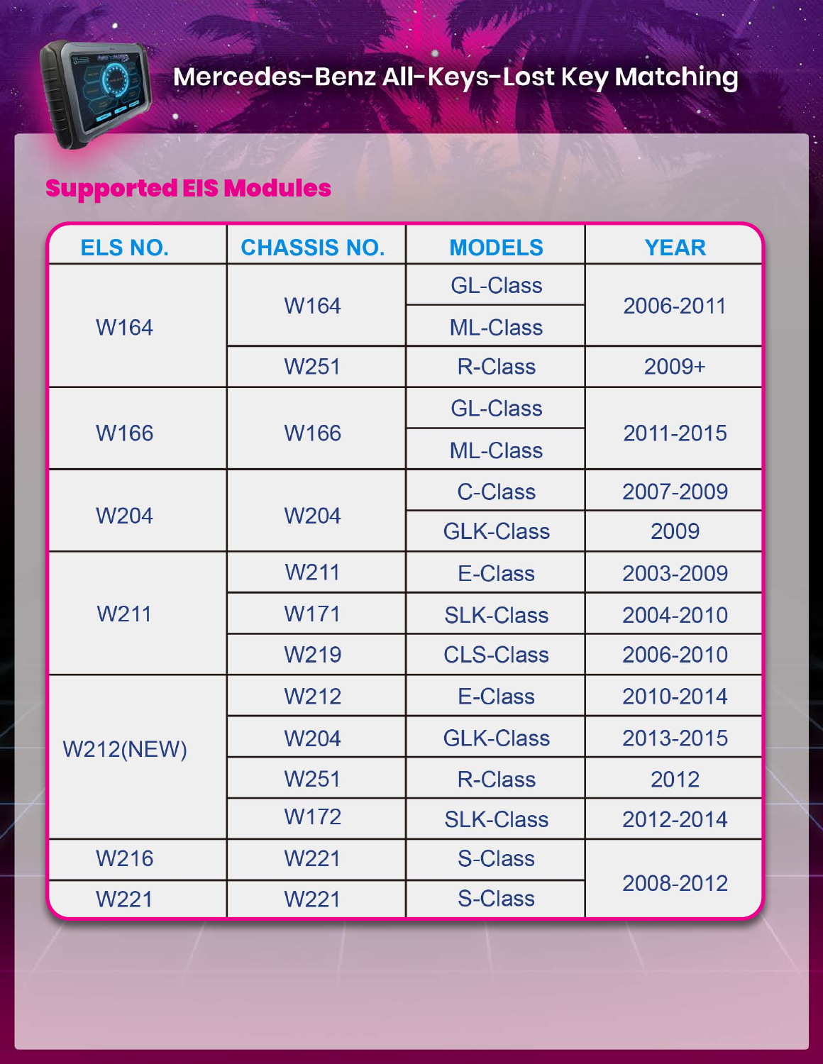# Mercedes-Benz All-Keys-Lost Key Matching

## Supported EIS Modules

| ELS NO. | CHASSIS NO. | MODELS | YEAR |
| --- | --- | --- | --- |
| W164 | W164 | GL-Class | 2006-2011 |
| | | ML-Class | |
| | W251 | R-Class | 2009+ |
| W166 | W166 | GL-Class | 2011-2015 |
| | | ML-Class | |
| W204 | W204 | C-Class | 2007-2009 |
| | | GLK-Class | 2009 |
| W211 | W211 | E-Class | 2003-2009 |
| | W171 | SLK-Class | 2004-2010 |
| | W219 | CLS-Class | 2006-2010 |
| W212(NEW) | W212 | E-Class | 2010-2014 |
| | W204 | GLK-Class | 2013-2015 |
| | W251 | R-Class | 2012 |
| | W172 | SLK-Class | 2012-2014 |
| W216 | W221 | S-Class | 2008-2012 |
| W221 | W221 | S-Class | |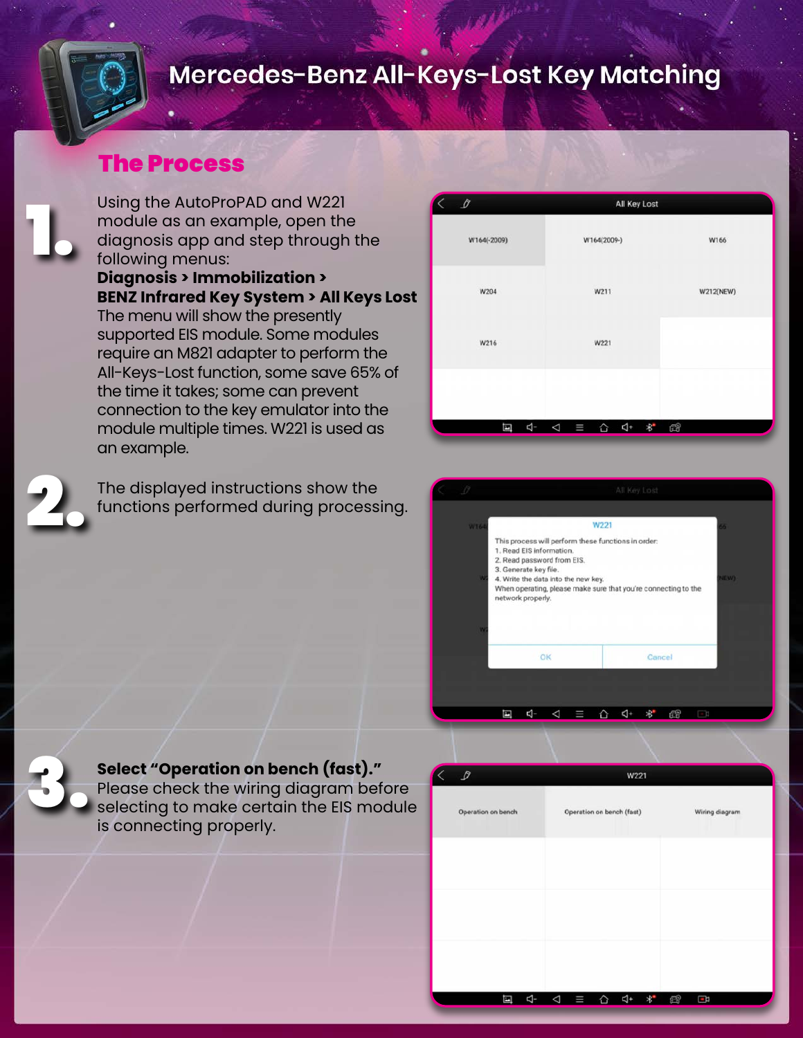# Mercedes-Benz All-Keys-Lost Key Matching

## The Process

**1.** Using the AutoProPAD and W221 module as an example, open the diagnosis app and step through the following menus:
**Diagnosis > Immobilization > BENZ Infrared Key System > All Keys Lost**
The menu will show the presently supported EIS module. Some modules require an M821 adapter to perform the All-Lost function, some save 65% of the time it takes; some can prevent connection to the key emulator into the module multiple times. W221 is used as an example.

**2.** The displayed instructions show the functions performed during processing.

**3.** **Select "Operation on bench (fast)."** Please check the wiring diagram before selecting to make certain the EIS module is connecting properly.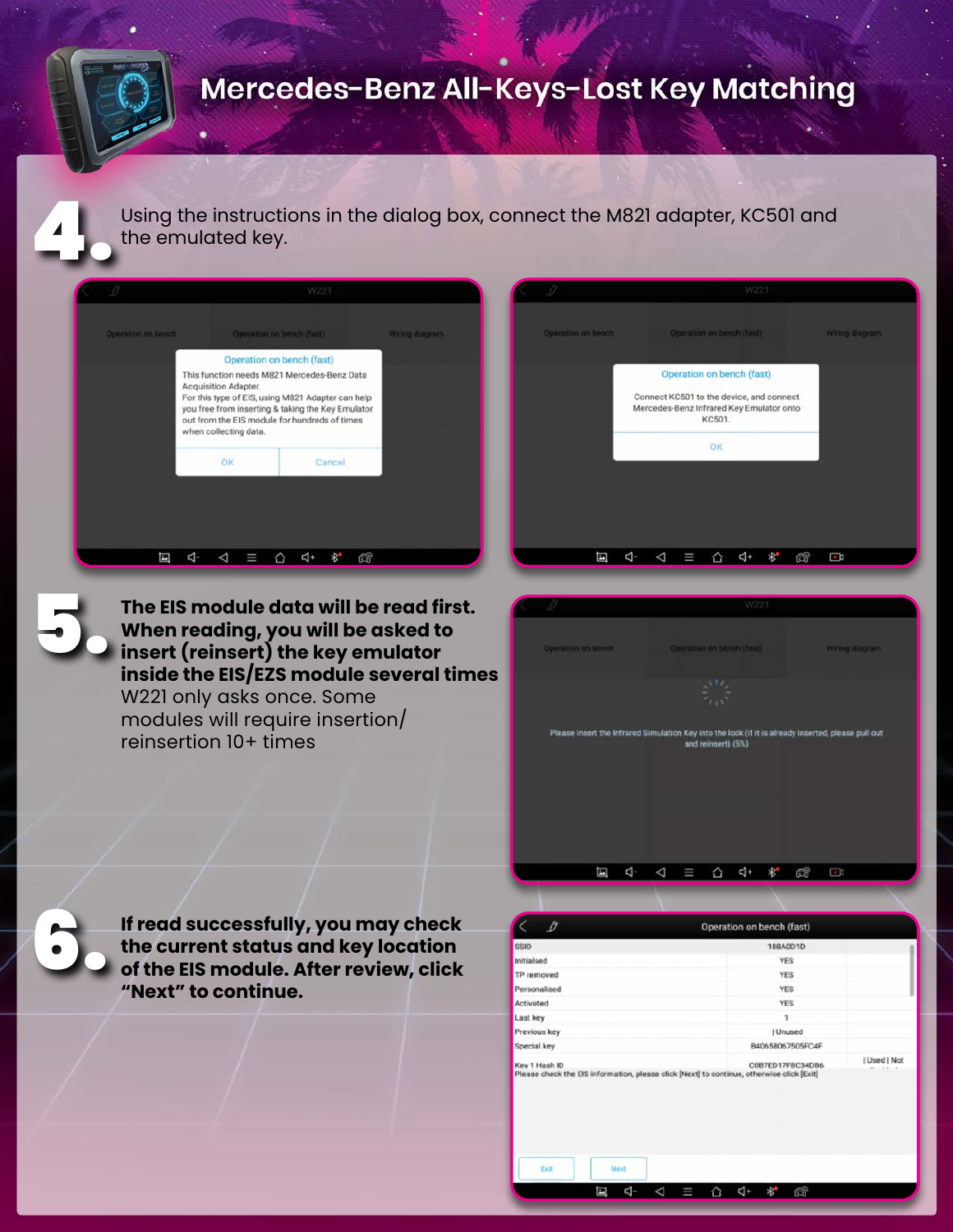# Mercedes-Benz All-Keys-Lost Key Matching

**4.** Using the instructions in the dialog box, connect the M821 adapter, KC501 and the emulated key.

**5.** **The EIS module data will be read first. When reading, you will be asked to insert (reinsert) the key emulator inside the EIS/EZS module several times** W221 only asks once. Some modules will require insertion/reinsertion 10+ times

**6.** **If read successfully, you may check the current status and key location of the EIS module. After review, click "Next" to continue.**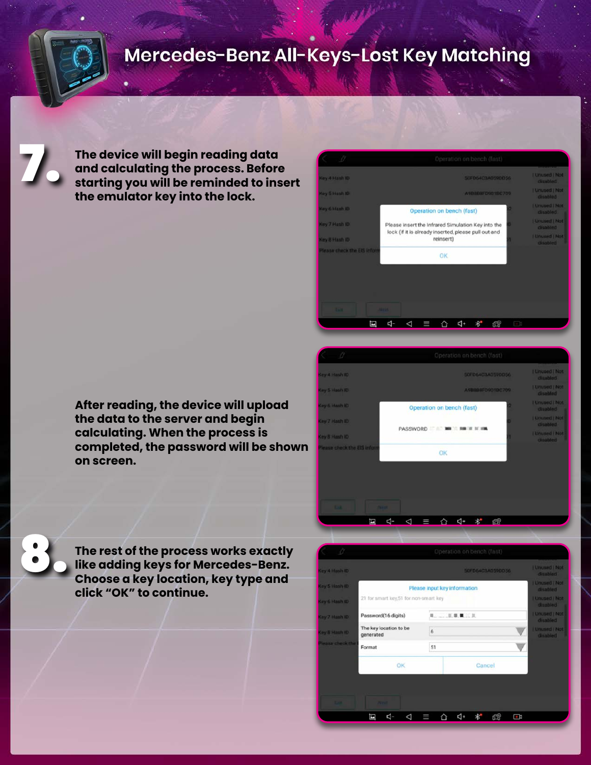# Mercedes-Benz All-Keys-Lost Key Matching

**7.** **The device will begin reading data and calculating the process. Before starting you will be reminded to insert the emulator key into the lock.**

**After reading, the device will upload the data to the server and begin calculating. When the process is completed, the password will be shown on screen.**

**8.** **The rest of the process works exactly like adding keys for Mercedes-Benz. Choose a key location, key type and click "OK" to continue.**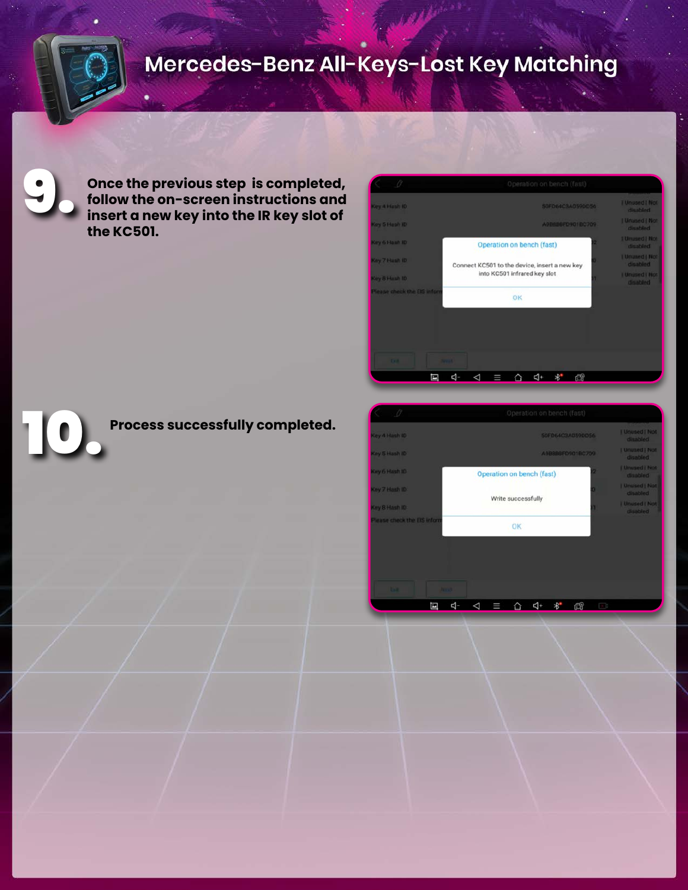# Mercedes-Benz All-Keys-Lost Key Matching

**9.** **Once the previous step is completed, follow the on-screen instructions and insert a new key into the IR key slot of the KC501.**

**10.** **Process successfully completed.**